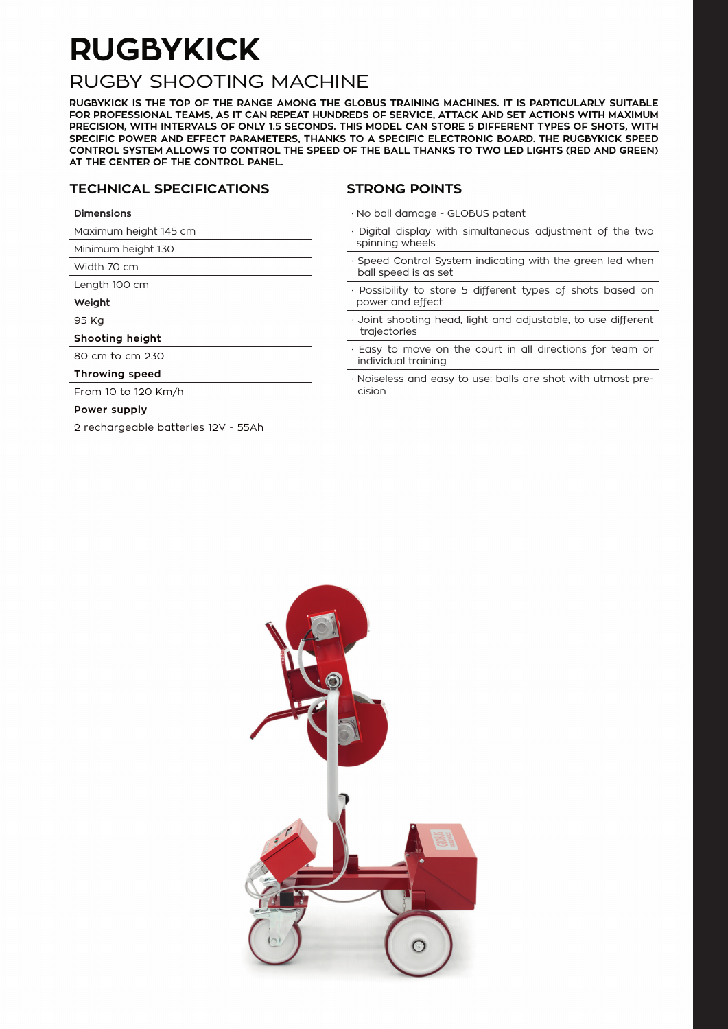# RUGBYKICK

## RUGBY SHOOTING MACHINE

**RUGBYKICK IS THE TOP OF THE RANGE AMONG THE GLOBUS TRAINING MACHINES. IT IS PARTICULARLY SUITABLE FOR PROFESSIONAL TEAMS, AS IT CAN REPEAT HUNDREDS OF SERVICE, ATTACK AND SET ACTIONS WITH MAXIMUM PRECISION, WITH INTERVALS OF ONLY 1.5 SECONDS. THIS MODEL CAN STORE 5 DIFFERENT TYPES OF SHOTS, WITH SPECIFIC POWER AND EFFECT PARAMETERS, THANKS TO A SPECIFIC ELECTRONIC BOARD. THE RUGBYKICK SPEED CONTROL SYSTEM ALLOWS TO CONTROL THE SPEED OF THE BALL THANKS TO TWO LED LIGHTS (RED AND GREEN) AT THE CENTER OF THE CONTROL PANEL.**

### TECHNICAL SPECIFICATIONS

| **Dimensions** |
| --- |
| Maximum height 145 cm |
| Minimum height 130 |
| Width 70 cm |
| Length 100 cm |
| **Weight** |
| 95 Kg |
| **Shooting height** |
| 80 cm to cm 230 |
| **Throwing speed** |
| From 10 to 120 Km/h |
| **Power supply** |
| 2 rechargeable batteries 12V - 55Ah |

### STRONG POINTS

- No ball damage - GLOBUS patent
- Digital display with simultaneous adjustment of the two spinning wheels
- Speed Control System indicating with the green led when ball speed is as set
- Possibility to store 5 different types of shots based on power and effect
- Joint shooting head, light and adjustable, to use different trajectories
- Easy to move on the court in all directions for team or individual training
- Noiseless and easy to use: balls are shot with utmost precision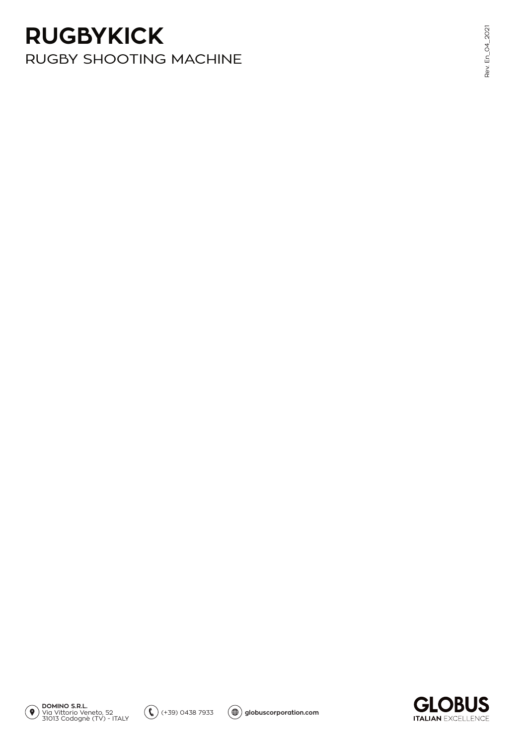# RUGBYKICK

RUGBY SHOOTING MACHINE

Rev. En_04_2021

**DOMINO S.R.L.**
Via Vittorio Veneto, 52
31013 Codognè (TV) - ITALY

(+39) 0438 7933

**globuscorporation.com**

**GLOBUS**
**ITALIAN** EXCELLENCE